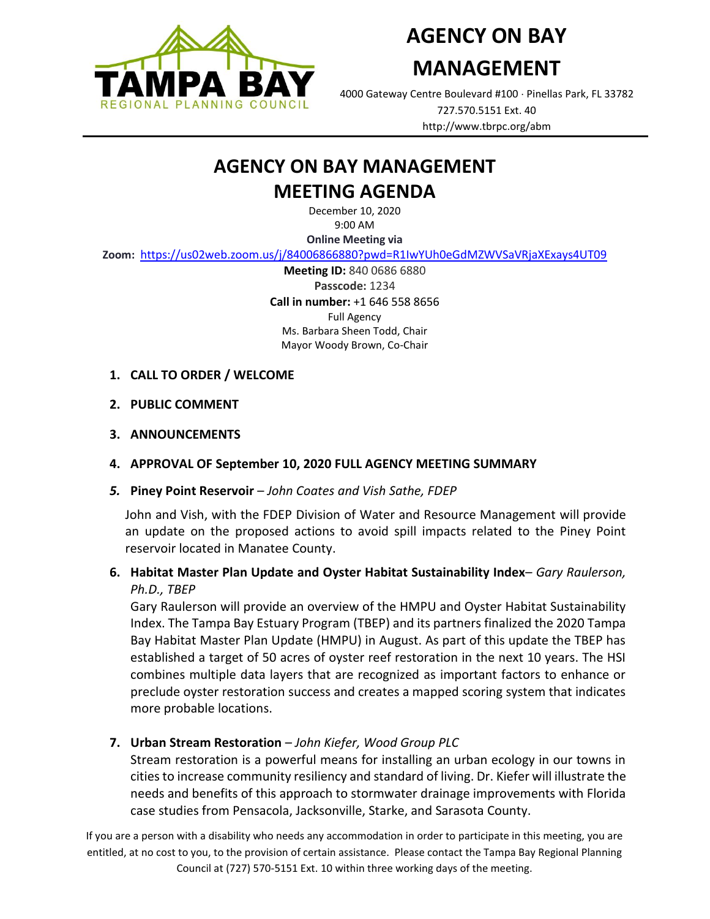TAMPA BAY
REGIONAL PLANNING COUNCIL

# AGENCY ON BAY MANAGEMENT

4000 Gateway Centre Boulevard #100 · Pinellas Park, FL 33782
727.570.5151 Ext. 40
http://www.tbrpc.org/abm

# AGENCY ON BAY MANAGEMENT MEETING AGENDA

December 10, 2020
9:00 AM
**Online Meeting via**
**Zoom:** https://us02web.zoom.us/j/84006866880?pwd=R1IwYUh0eGdMZWVSaVRjaXExays4UT09
**Meeting ID:** 840 0686 6880
**Passcode:** 1234
**Call in number:** +1 646 558 8656
Full Agency
Ms. Barbara Sheen Todd, Chair
Mayor Woody Brown, Co-Chair

1. **CALL TO ORDER / WELCOME**

2. **PUBLIC COMMENT**

3. **ANNOUNCEMENTS**

4. **APPROVAL OF September 10, 2020 FULL AGENCY MEETING SUMMARY**

5. **Piney Point Reservoir** – *John Coates and Vish Sathe, FDEP*

   John and Vish, with the FDEP Division of Water and Resource Management will provide an update on the proposed actions to avoid spill impacts related to the Piney Point reservoir located in Manatee County.

6. **Habitat Master Plan Update and Oyster Habitat Sustainability Index**– *Gary Raulerson, Ph.D., TBEP*

   Gary Raulerson will provide an overview of the HMPU and Oyster Habitat Sustainability Index. The Tampa Bay Estuary Program (TBEP) and its partners finalized the 2020 Tampa Bay Habitat Master Plan Update (HMPU) in August. As part of this update the TBEP has established a target of 50 acres of oyster reef restoration in the next 10 years. The HSI combines multiple data layers that are recognized as important factors to enhance or preclude oyster restoration success and creates a mapped scoring system that indicates more probable locations.

7. **Urban Stream Restoration** – *John Kiefer, Wood Group PLC*

   Stream restoration is a powerful means for installing an urban ecology in our towns in cities to increase community resiliency and standard of living. Dr. Kiefer will illustrate the needs and benefits of this approach to stormwater drainage improvements with Florida case studies from Pensacola, Jacksonville, Starke, and Sarasota County.

If you are a person with a disability who needs any accommodation in order to participate in this meeting, you are entitled, at no cost to you, to the provision of certain assistance. Please contact the Tampa Bay Regional Planning Council at (727) 570-5151 Ext. 10 within three working days of the meeting.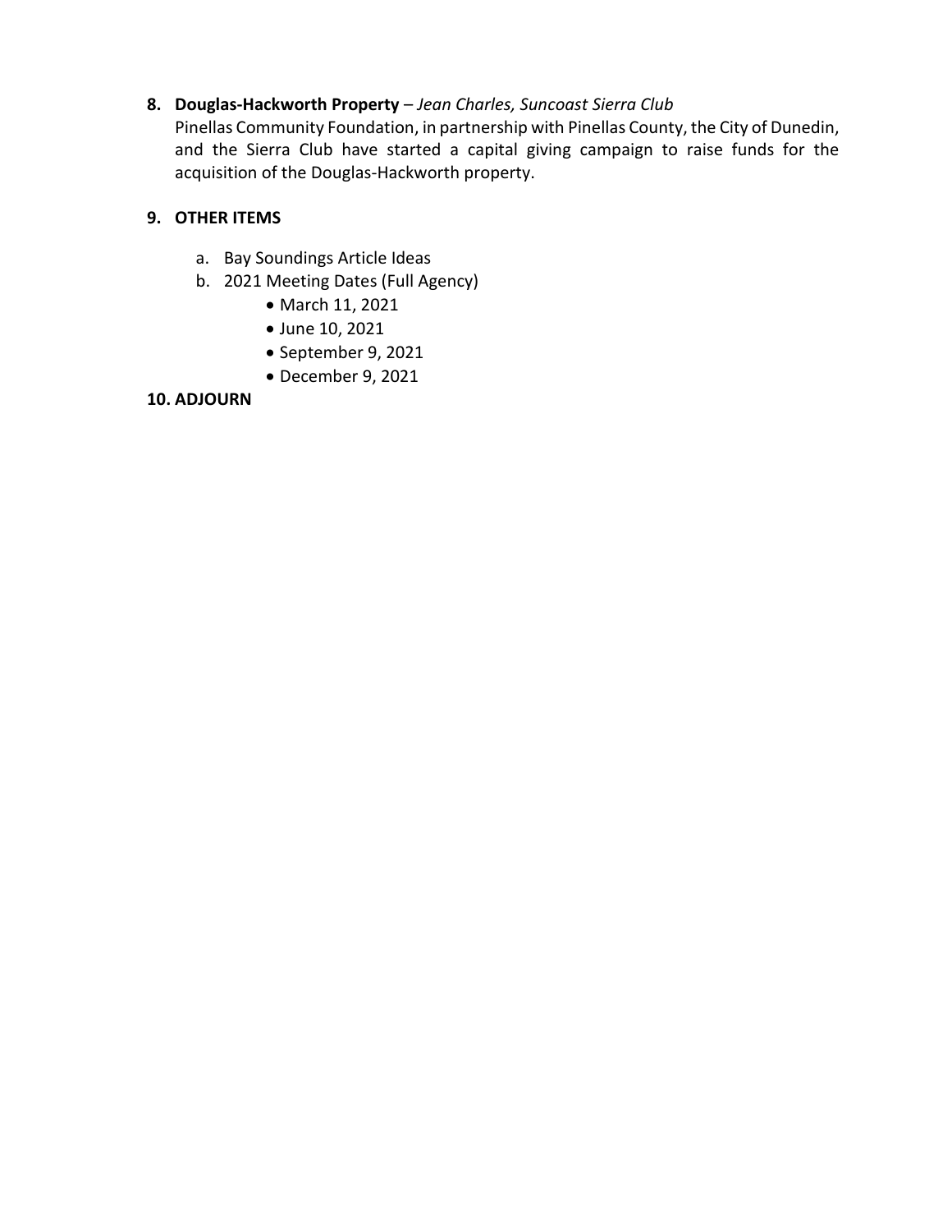8. **Douglas-Hackworth Property** – *Jean Charles, Suncoast Sierra Club*
   Pinellas Community Foundation, in partnership with Pinellas County, the City of Dunedin, and the Sierra Club have started a capital giving campaign to raise funds for the acquisition of the Douglas-Hackworth property.

9. **OTHER ITEMS**

   a. Bay Soundings Article Ideas
   b. 2021 Meeting Dates (Full Agency)
      - March 11, 2021
      - June 10, 2021
      - September 9, 2021
      - December 9, 2021

10. **ADJOURN**